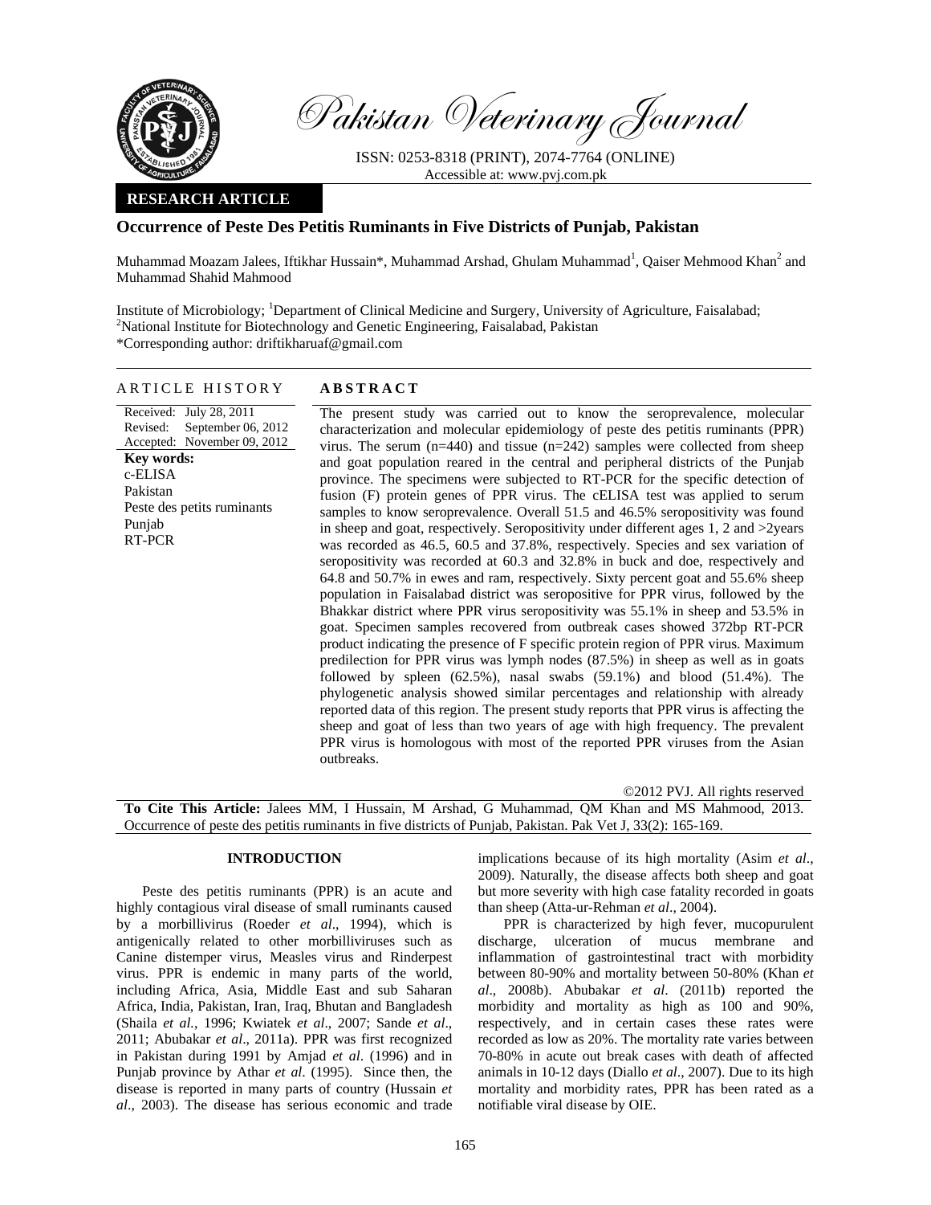Pakistan Veterinary Journal

ISSN: 0253-8318 (PRINT), 2074-7764 (ONLINE)
Accessible at: www.pvj.com.pk

**RESEARCH ARTICLE**

# Occurrence of Peste Des Petitis Ruminants in Five Districts of Punjab, Pakistan

Muhammad Moazam Jalees, Iftikhar Hussain*, Muhammad Arshad, Ghulam Muhammad[1], Qaiser Mehmood Khan[2] and Muhammad Shahid Mahmood

Institute of Microbiology; [1]Department of Clinical Medicine and Surgery, University of Agriculture, Faisalabad; [2]National Institute for Biotechnology and Genetic Engineering, Faisalabad, Pakistan
*Corresponding author: driftikharuaf@gmail.com

## ARTICLE HISTORY

Received: July 28, 2011
Revised: September 06, 2012
Accepted: November 09, 2012

**Key words:**
c-ELISA
Pakistan
Peste des petits ruminants
Punjab
RT-PCR

## ABSTRACT

The present study was carried out to know the seroprevalence, molecular characterization and molecular epidemiology of peste des petitis ruminants (PPR) virus. The serum (n=440) and tissue (n=242) samples were collected from sheep and goat population reared in the central and peripheral districts of the Punjab province. The specimens were subjected to RT-PCR for the specific detection of fusion (F) protein genes of PPR virus. The cELISA test was applied to serum samples to know seroprevalence. Overall 51.5 and 46.5% seropositivity was found in sheep and goat, respectively. Seropositivity under different ages 1, 2 and >2years was recorded as 46.5, 60.5 and 37.8%, respectively. Species and sex variation of seropositivity was recorded at 60.3 and 32.8% in buck and doe, respectively and 64.8 and 50.7% in ewes and ram, respectively. Sixty percent goat and 55.6% sheep population in Faisalabad district was seropositive for PPR virus, followed by the Bhakkar district where PPR virus seropositivity was 55.1% in sheep and 53.5% in goat. Specimen samples recovered from outbreak cases showed 372bp RT-PCR product indicating the presence of F specific protein region of PPR virus. Maximum predilection for PPR virus was lymph nodes (87.5%) in sheep as well as in goats followed by spleen (62.5%), nasal swabs (59.1%) and blood (51.4%). The phylogenetic analysis showed similar percentages and relationship with already reported data of this region. The present study reports that PPR virus is affecting the sheep and goat of less than two years of age with high frequency. The prevalent PPR virus is homologous with most of the reported PPR viruses from the Asian outbreaks.

©2012 PVJ. All rights reserved

**To Cite This Article:** Jalees MM, I Hussain, M Arshad, G Muhammad, QM Khan and MS Mahmood, 2013. Occurrence of peste des petitis ruminants in five districts of Punjab, Pakistan. Pak Vet J, 33(2): 165-169.

## INTRODUCTION

Peste des petitis ruminants (PPR) is an acute and highly contagious viral disease of small ruminants caused by a morbillivirus (Roeder *et al*., 1994), which is antigenically related to other morbilliviruses such as Canine distemper virus, Measles virus and Rinderpest virus. PPR is endemic in many parts of the world, including Africa, Asia, Middle East and sub Saharan Africa, India, Pakistan, Iran, Iraq, Bhutan and Bangladesh (Shaila *et al.*, 1996; Kwiatek *et al*., 2007; Sande *et al*., 2011; Abubakar *et al*., 2011a). PPR was first recognized in Pakistan during 1991 by Amjad *et al*. (1996) and in Punjab province by Athar *et al*. (1995). Since then, the disease is reported in many parts of country (Hussain *et al*., 2003). The disease has serious economic and trade implications because of its high mortality (Asim *et al*., 2009). Naturally, the disease affects both sheep and goat but more severity with high case fatality recorded in goats than sheep (Atta-ur-Rehman *et al*., 2004).

PPR is characterized by high fever, mucopurulent discharge, ulceration of mucus membrane and inflammation of gastrointestinal tract with morbidity between 80-90% and mortality between 50-80% (Khan *et al*., 2008b). Abubakar *et al*. (2011b) reported the morbidity and mortality as high as 100 and 90%, respectively, and in certain cases these rates were recorded as low as 20%. The mortality rate varies between 70-80% in acute out break cases with death of affected animals in 10-12 days (Diallo *et al*., 2007). Due to its high mortality and morbidity rates, PPR has been rated as a notifiable viral disease by OIE.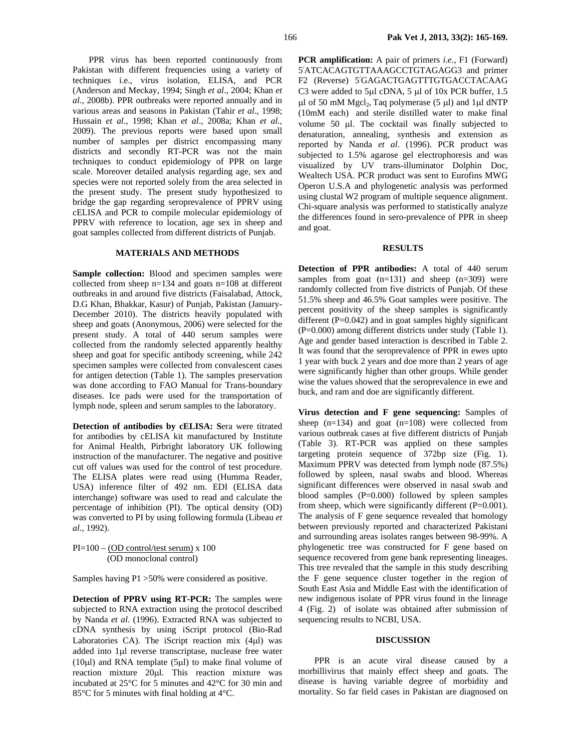PPR virus has been reported continuously from Pakistan with different frequencies using a variety of techniques i.e., virus isolation, ELISA, and PCR (Anderson and Meckay, 1994; Singh *et al*., 2004; Khan *et al.,* 2008b). PPR outbreaks were reported annually and in various areas and seasons in Pakistan (Tahir *et al*., 1998; Hussain *et al*., 1998; Khan *et al*., 2008a; Khan *et al.,* 2009). The previous reports were based upon small number of samples per district encompassing many districts and secondly RT-PCR was not the main techniques to conduct epidemiology of PPR on large scale. Moreover detailed analysis regarding age, sex and species were not reported solely from the area selected in the present study. The present study hypothesized to bridge the gap regarding seroprevalence of PPRV using cELISA and PCR to compile molecular epidemiology of PPRV with reference to location, age sex in sheep and goat samples collected from different districts of Punjab.

## MATERIALS AND METHODS

**Sample collection:** Blood and specimen samples were collected from sheep n=134 and goats n=108 at different outbreaks in and around five districts (Faisalabad, Attock, D.G Khan, Bhakkar, Kasur) of Punjab, Pakistan (January-December 2010). The districts heavily populated with sheep and goats (Anonymous, 2006) were selected for the present study. A total of 440 serum samples were collected from the randomly selected apparently healthy sheep and goat for specific antibody screening, while 242 specimen samples were collected from convalescent cases for antigen detection (Table 1). The samples preservation was done according to FAO Manual for Trans-boundary diseases. Ice pads were used for the transportation of lymph node, spleen and serum samples to the laboratory.

**Detection of antibodies by cELISA: S**era were titrated for antibodies by cELISA kit manufactured by Institute for Animal Health, Pirbright laboratory UK following instruction of the manufacturer. The negative and positive cut off values was used for the control of test procedure. The ELISA plates were read using (Humma Reader, USA) inference filter of 492 nm. EDI (ELISA data interchange) software was used to read and calculate the percentage of inhibition (PI). The optical density (OD) was converted to PI by using following formula (Libeau *et al.,* 1992).

$$PI = 100 - \frac{(\text{OD control/test serum})}{(\text{OD monoclonal control})} \times 100$$

Samples having P1 >50% were considered as positive.

**Detection of PPRV using RT-PCR:** The samples were subjected to RNA extraction using the protocol described by Nanda *et al*. (1996). Extracted RNA was subjected to cDNA synthesis by using iScript protocol (Bio-Rad Laboratories CA). The iScript reaction mix (4μl) was added into 1μl reverse transcriptase, nuclease free water (10μl) and RNA template (5μl) to make final volume of reaction mixture 20μl. This reaction mixture was incubated at 25°C for 5 minutes and 42°C for 30 min and 85°C for 5 minutes with final holding at 4°C.

**PCR amplification:** A pair of primers *i.e.*, F1 (Forward) 5′ATCACAGTGTTAAAGCCTGTAGAGG3 and primer F2 (Reverse) 5′GAGACTGAGTTTGTGACCTACAAG C3 were added to 5μl cDNA, 5 μl of 10x PCR buffer, 1.5 μl of 50 mM $Mgcl_2$, Taq polymerase (5 μl) and 1μl dNTP (10mM each) and sterile distilled water to make final volume 50 μl. The cocktail was finally subjected to denaturation, annealing, synthesis and extension as reported by Nanda *et al*. (1996). PCR product was subjected to 1.5% agarose gel electrophoresis and was visualized by UV trans-illuminator Dolphin Doc, Wealtech USA. PCR product was sent to Eurofins MWG Operon U.S.A and phylogenetic analysis was performed using clustal W2 program of multiple sequence alignment. Chi-square analysis was performed to statistically analyze the differences found in sero-prevalence of PPR in sheep and goat.

## RESULTS

**Detection of PPR antibodies:** A total of 440 serum samples from goat (n=131) and sheep (n=309) were randomly collected from five districts of Punjab. Of these 51.5% sheep and 46.5% Goat samples were positive. The percent positivity of the sheep samples is significantly different (P=0.042) and in goat samples highly significant (P=0.000) among different districts under study (Table 1). Age and gender based interaction is described in Table 2. It was found that the seroprevalence of PPR in ewes upto 1 year with buck 2 years and doe more than 2 years of age were significantly higher than other groups. While gender wise the values showed that the seroprevalence in ewe and buck, and ram and doe are significantly different.

**Virus detection and F gene sequencing:** Samples of sheep (n=134) and goat (n=108) were collected from various outbreak cases at five different districts of Punjab (Table 3). RT-PCR was applied on these samples targeting protein sequence of 372bp size (Fig. 1). Maximum PPRV was detected from lymph node (87.5%) followed by spleen, nasal swabs and blood. Whereas significant differences were observed in nasal swab and blood samples (P=0.000) followed by spleen samples from sheep, which were significantly different (P=0.001). The analysis of F gene sequence revealed that homology between previously reported and characterized Pakistani and surrounding areas isolates ranges between 98-99%. A phylogenetic tree was constructed for F gene based on sequence recovered from gene bank representing lineages. This tree revealed that the sample in this study describing the F gene sequence cluster together in the region of South East Asia and Middle East with the identification of new indigenous isolate of PPR virus found in the lineage 4 (Fig. 2) of isolate was obtained after submission of sequencing results to NCBI, USA.

## DISCUSSION

PPR is an acute viral disease caused by a morbillivirus that mainly effect sheep and goats. The disease is having variable degree of morbidity and mortality. So far field cases in Pakistan are diagnosed on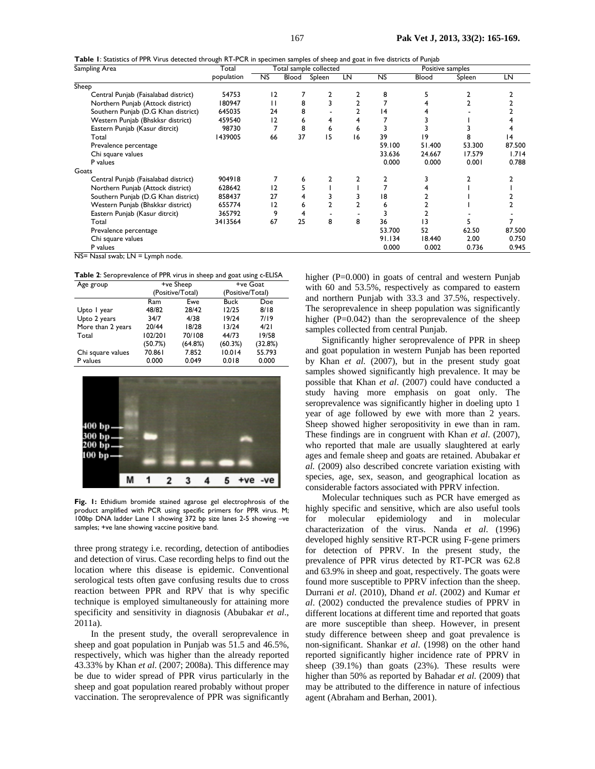**Table 1**: Statistics of PPR Virus detected through RT-PCR in specimen samples of sheep and goat in five districts of Punjab

| Sampling Area | Total population | Total sample collected | | | | Positive samples | | | |
|---|---|---|---|---|---|---|---|---|---|
| | | NS | Blood | Spleen | LN | NS | Blood | Spleen | LN |
| **Sheep** | | | | | | | | | |
| Central Punjab (Faisalabad district) | 54753 | 12 | 7 | 2 | 2 | 8 | 5 | 2 | 2 |
| Northern Punjab (Attock district) | 180947 | 11 | 8 | 3 | 2 | 7 | 4 | 2 | 2 |
| Southern Punjab (D.G Khan district) | 645035 | 24 | 8 | - | 2 | 14 | 4 | - | 2 |
| Western Punjab (Bhskksr district) | 459540 | 12 | 6 | 4 | 4 | 7 | 3 | 1 | 4 |
| Eastern Punjab (Kasur ditrcit) | 98730 | 7 | 8 | 6 | 6 | 3 | 3 | 3 | 4 |
| Total | 1439005 | 66 | 37 | 15 | 16 | 39 | 19 | 8 | 14 |
| Prevalence percentage | | | | | | 59.100 | 51.400 | 53.300 | 87.500 |
| Chi square values | | | | | | 33.636 | 24.667 | 17.579 | 1.714 |
| P values | | | | | | 0.000 | 0.000 | 0.001 | 0.788 |
| **Goats** | | | | | | | | | |
| Central Punjab (Faisalabad district) | 904918 | 7 | 6 | 2 | 2 | 2 | 3 | 2 | 2 |
| Northern Punjab (Attock district) | 628642 | 12 | 5 | 1 | 1 | 7 | 4 | 1 | 1 |
| Southern Punjab (D.G Khan district) | 858437 | 27 | 4 | 3 | 3 | 18 | 2 | 1 | 2 |
| Western Punjab (Bhskksr district) | 655774 | 12 | 6 | 2 | 2 | 6 | 2 | 1 | 2 |
| Eastern Punjab (Kasur ditrcit) | 365792 | 9 | 4 | - | - | 3 | 2 | - | - |
| Total | 3413564 | 67 | 25 | 8 | 8 | 36 | 13 | 5 | 7 |
| Prevalence percentage | | | | | | 53.700 | 52 | 62.50 | 87.500 |
| Chi square values | | | | | | 91.134 | 18.440 | 2.00 | 0.750 |
| P values | | | | | | 0.000 | 0.002 | 0.736 | 0.945 |

NS= Nasal swab; LN = Lymph node.

**Table 2**: Seroprevalence of PPR virus in sheep and goat using c-ELISA

| Age group | +ve Sheep (Positive/Total) | | +ve Goat (Positive/Total) | |
|---|---|---|---|---|
| | Ram | Ewe | Buck | Doe |
| Upto 1 year | 48/82 | 28/42 | 12/25 | 8/18 |
| Upto 2 years | 34/7 | 4/38 | 19/24 | 7/19 |
| More than 2 years | 20/44 | 18/28 | 13/24 | 4/21 |
| Total | 102/201 (50.7%) | 70/108 (64.8%) | 44/73 (60.3%) | 19/58 (32.8%) |
| Chi square values | 70.861 | 7.852 | 10.014 | 55.793 |
| P values | 0.000 | 0.049 | 0.018 | 0.000 |

**Fig. 1:** Ethidium bromide stained agarose gel electrophrosis of the product amplified with PCR using specific primers for PPR virus. M; 100bp DNA ladder Lane 1 showing 372 bp size lanes 2-5 showing –ve samples; +ve lane showing vaccine positive band.

three prong strategy i.e. recording, detection of antibodies and detection of virus. Case recording helps to find out the location where this disease is epidemic. Conventional serological tests often gave confusing results due to cross reaction between PPR and RPV that is why specific technique is employed simultaneously for attaining more specificity and sensitivity in diagnosis (Abubakar *et al*., 2011a).

In the present study, the overall seroprevalence in sheep and goat population in Punjab was 51.5 and 46.5%, respectively, which was higher than the already reported 43.33% by Khan *et al*. (2007; 2008a). This difference may be due to wider spread of PPR virus particularly in the sheep and goat population reared probably without proper vaccination. The seroprevalence of PPR was significantly higher (P=0.000) in goats of central and western Punjab with 60 and 53.5%, respectively as compared to eastern and northern Punjab with 33.3 and 37.5%, respectively. The seroprevalence in sheep population was significantly higher (P=0.042) than the seroprevalence of the sheep samples collected from central Punjab.

Significantly higher seroprevalence of PPR in sheep and goat population in western Punjab has been reported by Khan *et al.* (2007), but in the present study goat samples showed significantly high prevalence. It may be possible that Khan *et al*. (2007) could have conducted a study having more emphasis on goat only. The seroprevalence was significantly higher in doeling upto 1 year of age followed by ewe with more than 2 years. Sheep showed higher seropositivity in ewe than in ram. These findings are in congruent with Khan *et al*. (2007), who reported that male are usually slaughtered at early ages and female sheep and goats are retained. Abubakar *et al.* (2009) also described concrete variation existing with species, age, sex, season, and geographical location as considerable factors associated with PPRV infection.

Molecular techniques such as PCR have emerged as highly specific and sensitive, which are also useful tools for molecular epidemiology and in molecular characterization of the virus. Nanda *et al*. (1996) developed highly sensitive RT-PCR using F-gene primers for detection of PPRV. In the present study, the prevalence of PPR virus detected by RT-PCR was 62.8 and 63.9% in sheep and goat, respectively. The goats were found more susceptible to PPRV infection than the sheep. Durrani *et al*. (2010), Dhand *et al*. (2002) and Kumar *et al*. (2002) conducted the prevalence studies of PPRV in different locations at different time and reported that goats are more susceptible than sheep. However, in present study difference between sheep and goat prevalence is non-significant. Shankar *et al*. (1998) on the other hand reported significantly higher incidence rate of PPRV in sheep (39.1%) than goats (23%). These results were higher than 50% as reported by Bahadar *et al.* (2009) that may be attributed to the difference in nature of infectious agent (Abraham and Berhan, 2001).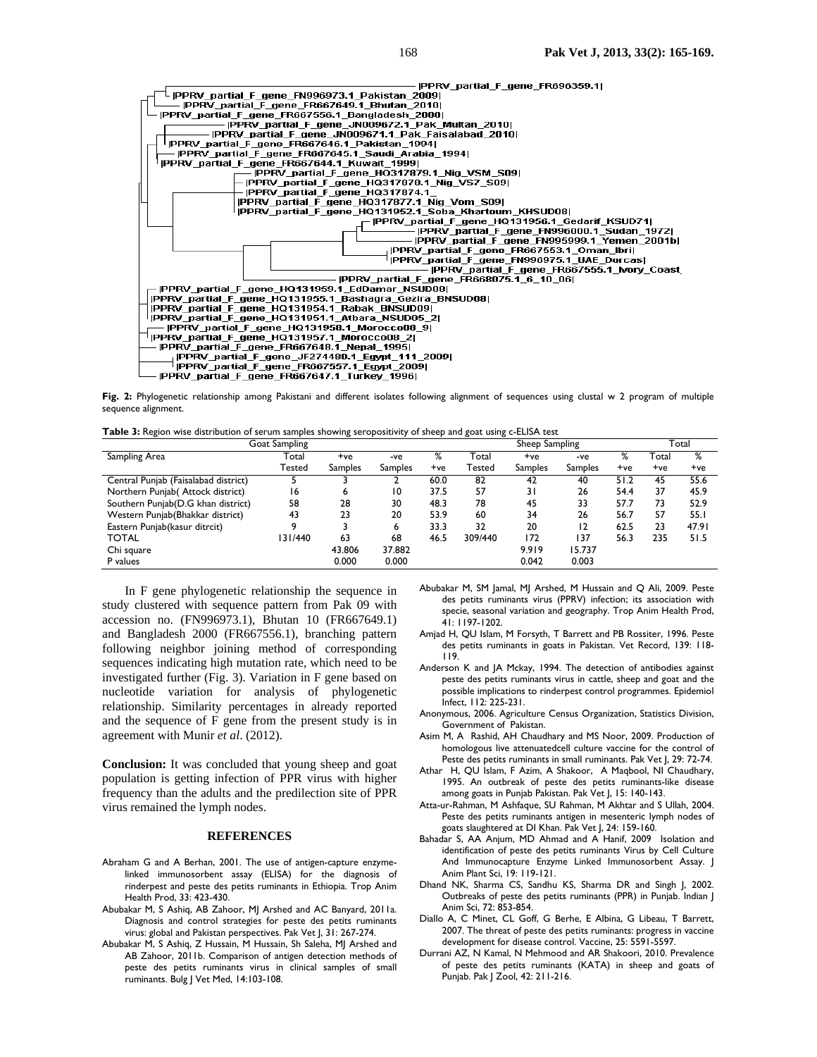Fig. 2: Phylogenetic relationship among Pakistani and different isolates following alignment of sequences using clustal w 2 program of multiple sequence alignment.

**Table 3:** Region wise distribution of serum samples showing seropositivity of sheep and goat using c-ELISA test

| Goat Sampling | | | | | Sheep Sampling | | | | Total | |
|---|---|---|---|---|---|---|---|---|---|---|
| Sampling Area | Total Tested | +ve Samples | -ve Samples | % +ve | Total Tested | +ve Samples | -ve Samples | % +ve | Total +ve | % +ve |
| Central Punjab (Faisalabad district) | 5 | 3 | 2 | 60.0 | 82 | 42 | 40 | 51.2 | 45 | 55.6 |
| Northern Punjab( Attock district) | 16 | 6 | 10 | 37.5 | 57 | 31 | 26 | 54.4 | 37 | 45.9 |
| Southern Punjab(D.G khan district) | 58 | 28 | 30 | 48.3 | 78 | 45 | 33 | 57.7 | 73 | 52.9 |
| Western Punjab(Bhakkar district) | 43 | 23 | 20 | 53.9 | 60 | 34 | 26 | 56.7 | 57 | 55.1 |
| Eastern Punjab(kasur ditrcit) | 9 | 3 | 6 | 33.3 | 32 | 20 | 12 | 62.5 | 23 | 47.91 |
| TOTAL | 131/440 | 63 | 68 | 46.5 | 309/440 | 172 | 137 | 56.3 | 235 | 51.5 |
| Chi square | | 43.806 | 37.882 | | | 9.919 | 15.737 | | | |
| P values | | 0.000 | 0.000 | | | 0.042 | 0.003 | | | |

In F gene phylogenetic relationship the sequence in study clustered with sequence pattern from Pak 09 with accession no. (FN996973.1), Bhutan 10 (FR667649.1) and Bangladesh 2000 (FR667556.1), branching pattern following neighbor joining method of corresponding sequences indicating high mutation rate, which need to be investigated further (Fig. 3). Variation in F gene based on nucleotide variation for analysis of phylogenetic relationship. Similarity percentages in already reported and the sequence of F gene from the present study is in agreement with Munir *et al*. (2012).

**Conclusion:** It was concluded that young sheep and goat population is getting infection of PPR virus with higher frequency than the adults and the predilection site of PPR virus remained the lymph nodes.

## REFERENCES

Abraham G and A Berhan, 2001. The use of antigen-capture enzyme-linked immunosorbent assay (ELISA) for the diagnosis of rinderpest and peste des petits ruminants in Ethiopia. Trop Anim Health Prod, 33: 423-430.

Abubakar M, S Ashiq, AB Zahoor, MJ Arshed and AC Banyard, 2011a. Diagnosis and control strategies for peste des petits ruminants virus: global and Pakistan perspectives. Pak Vet J, 31: 267-274.

Abubakar M, S Ashiq, Z Hussain, M Hussain, Sh Saleha, MJ Arshed and AB Zahoor, 2011b. Comparison of antigen detection methods of peste des petits ruminants virus in clinical samples of small ruminants. Bulg J Vet Med, 14:103-108.

Abubakar M, SM Jamal, MJ Arshed, M Hussain and Q Ali, 2009. Peste des petits ruminants virus (PPRV) infection; its association with specie, seasonal variation and geography. Trop Anim Health Prod, 41: 1197-1202.

Amjad H, QU Islam, M Forsyth, T Barrett and PB Rossiter, 1996. Peste des petits ruminants in goats in Pakistan. Vet Record, 139: 118-119.

Anderson K and JA Mckay, 1994. The detection of antibodies against peste des petits ruminants virus in cattle, sheep and goat and the possible implications to rinderpest control programmes. Epidemiol Infect, 112: 225-231.

Anonymous, 2006. Agriculture Census Organization, Statistics Division, Government of Pakistan.

Asim M, A Rashid, AH Chaudhary and MS Noor, 2009. Production of homologous live attenuatedcell culture vaccine for the control of Peste des petits ruminants in small ruminants. Pak Vet J, 29: 72-74.

Athar H, QU Islam, F Azim, A Shakoor, A Maqbool, NI Chaudhary, 1995. An outbreak of peste des petits ruminants-like disease among goats in Punjab Pakistan. Pak Vet J, 15: 140-143.

Atta-ur-Rahman, M Ashfaque, SU Rahman, M Akhtar and S Ullah, 2004. Peste des petits ruminants antigen in mesenteric lymph nodes of goats slaughtered at DI Khan. Pak Vet J, 24: 159-160.

Bahadar S, AA Anjum, MD Ahmad and A Hanif, 2009 Isolation and identification of peste des petits ruminants Virus by Cell Culture And Immunocapture Enzyme Linked Immunosorbent Assay. J Anim Plant Sci, 19: 119-121.

Dhand NK, Sharma CS, Sandhu KS, Sharma DR and Singh J, 2002. Outbreaks of peste des petits ruminants (PPR) in Punjab. Indian J Anim Sci, 72: 853-854.

Diallo A, C Minet, CL Goff, G Berhe, E Albina, G Libeau, T Barrett, 2007. The threat of peste des petits ruminants: progress in vaccine development for disease control. Vaccine, 25: 5591-5597.

Durrani AZ, N Kamal, N Mehmood and AR Shakoori, 2010. Prevalence of peste des petits ruminants (KATA) in sheep and goats of Punjab. Pak J Zool, 42: 211-216.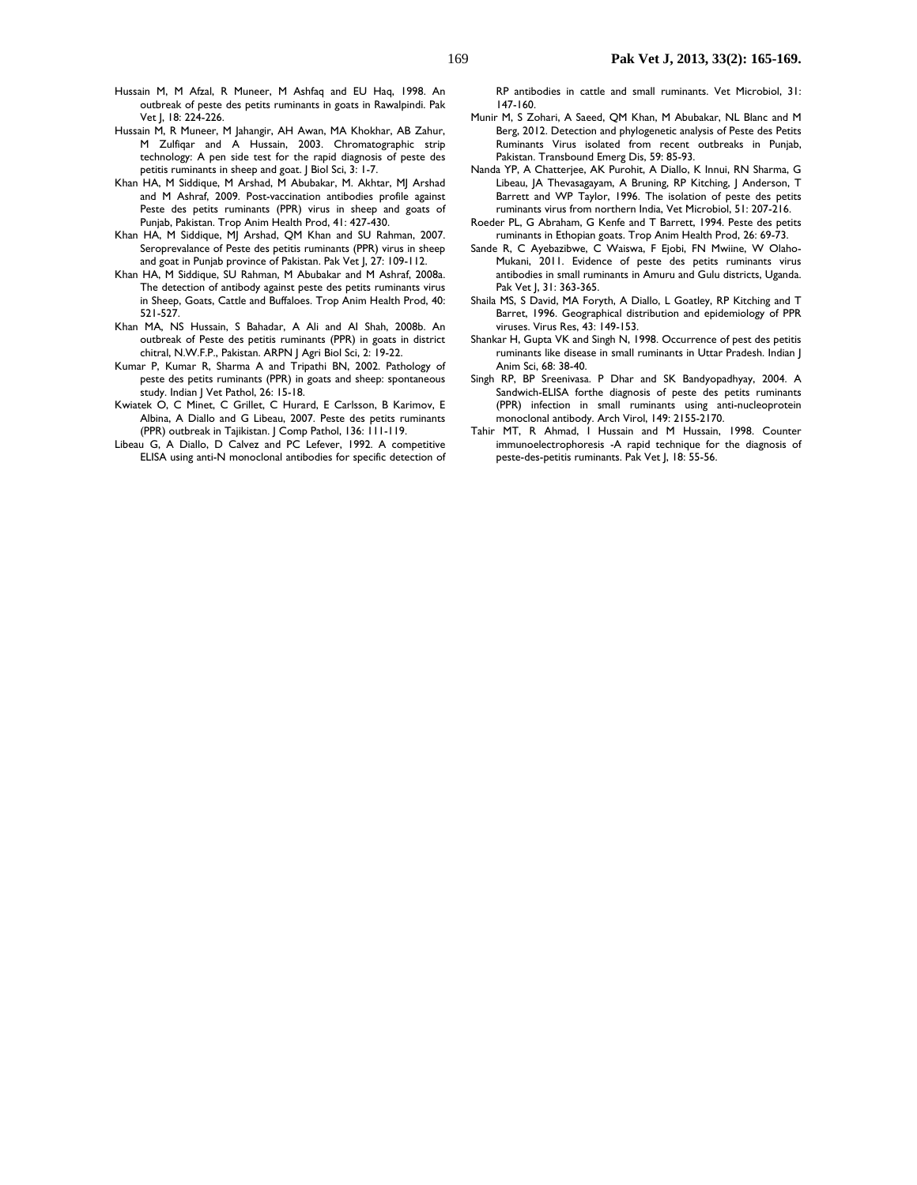Hussain M, M Afzal, R Muneer, M Ashfaq and EU Haq, 1998. An outbreak of peste des petits ruminants in goats in Rawalpindi. Pak Vet J, 18: 224-226.

Hussain M, R Muneer, M Jahangir, AH Awan, MA Khokhar, AB Zahur, M Zulfiqar and A Hussain, 2003. Chromatographic strip technology: A pen side test for the rapid diagnosis of peste des petitis ruminants in sheep and goat. J Biol Sci, 3: 1-7.

Khan HA, M Siddique, M Arshad, M Abubakar, M. Akhtar, MJ Arshad and M Ashraf, 2009. Post-vaccination antibodies profile against Peste des petits ruminants (PPR) virus in sheep and goats of Punjab, Pakistan. Trop Anim Health Prod, 41: 427-430.

Khan HA, M Siddique, MJ Arshad, QM Khan and SU Rahman, 2007. Seroprevalance of Peste des petitis ruminants (PPR) virus in sheep and goat in Punjab province of Pakistan. Pak Vet J, 27: 109-112.

Khan HA, M Siddique, SU Rahman, M Abubakar and M Ashraf, 2008a. The detection of antibody against peste des petits ruminants virus in Sheep, Goats, Cattle and Buffaloes. Trop Anim Health Prod, 40: 521-527.

Khan MA, NS Hussain, S Bahadar, A Ali and AI Shah, 2008b. An outbreak of Peste des petitis ruminants (PPR) in goats in district chitral, N.W.F.P., Pakistan. ARPN J Agri Biol Sci, 2: 19-22.

Kumar P, Kumar R, Sharma A and Tripathi BN, 2002. Pathology of peste des petits ruminants (PPR) in goats and sheep: spontaneous study. Indian J Vet Pathol, 26: 15-18.

Kwiatek O, C Minet, C Grillet, C Hurard, E Carlsson, B Karimov, E Albina, A Diallo and G Libeau, 2007. Peste des petits ruminants (PPR) outbreak in Tajikistan. J Comp Pathol, 136: 111-119.

Libeau G, A Diallo, D Calvez and PC Lefever, 1992. A competitive ELISA using anti-N monoclonal antibodies for specific detection of RP antibodies in cattle and small ruminants. Vet Microbiol, 31: 147-160.

Munir M, S Zohari, A Saeed, QM Khan, M Abubakar, NL Blanc and M Berg, 2012. Detection and phylogenetic analysis of Peste des Petits Ruminants Virus isolated from recent outbreaks in Punjab, Pakistan. Transbound Emerg Dis, 59: 85-93.

Nanda YP, A Chatterjee, AK Purohit, A Diallo, K Innui, RN Sharma, G Libeau, JA Thevasagayam, A Bruning, RP Kitching, J Anderson, T Barrett and WP Taylor, 1996. The isolation of peste des petits ruminants virus from northern India, Vet Microbiol, 51: 207-216.

Roeder PL, G Abraham, G Kenfe and T Barrett, 1994. Peste des petits ruminants in Ethopian goats. Trop Anim Health Prod, 26: 69-73.

Sande R, C Ayebazibwe, C Waiswa, F Ejobi, FN Mwiine, W Olaho-Mukani, 2011. Evidence of peste des petits ruminants virus antibodies in small ruminants in Amuru and Gulu districts, Uganda. Pak Vet J, 31: 363-365.

Shaila MS, S David, MA Foryth, A Diallo, L Goatley, RP Kitching and T Barret, 1996. Geographical distribution and epidemiology of PPR viruses. Virus Res, 43: 149-153.

Shankar H, Gupta VK and Singh N, 1998. Occurrence of pest des petitis ruminants like disease in small ruminants in Uttar Pradesh. Indian J Anim Sci, 68: 38-40.

Singh RP, BP Sreenivasa. P Dhar and SK Bandyopadhyay, 2004. A Sandwich-ELISA forthe diagnosis of peste des petits ruminants (PPR) infection in small ruminants using anti-nucleoprotein monoclonal antibody. Arch Virol, 149: 2155-2170.

Tahir MT, R Ahmad, I Hussain and M Hussain, 1998. Counter immunoelectrophoresis -A rapid technique for the diagnosis of peste-des-petitis ruminants. Pak Vet J, 18: 55-56.